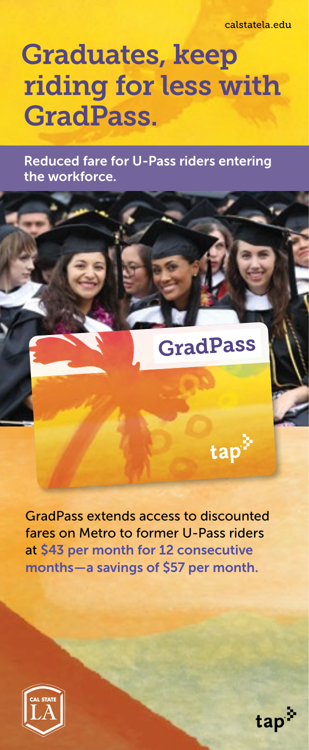calstatela.edu

# Graduates, keep riding for less with GradPass.

Reduced fare for U-Pass riders entering the workforce.

GradPass

tap

GradPass extends access to discounted fares on Metro to former U-Pass riders at $43 per month for 12 consecutive months—a savings of $57 per month.

CAL STATE LA

tap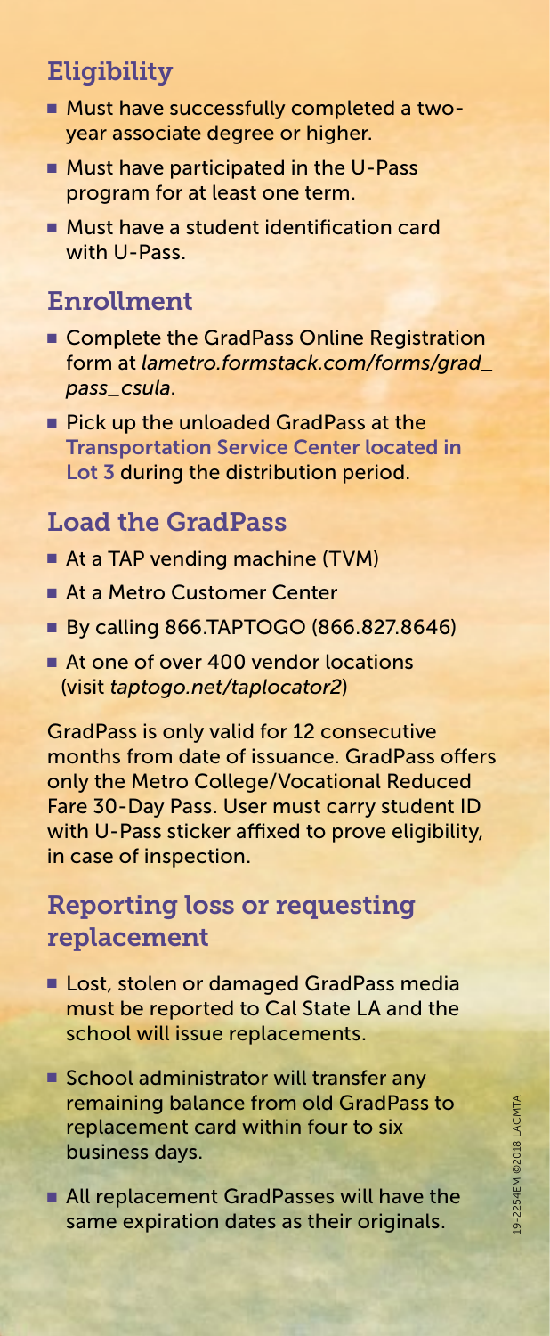## Eligibility

- Must have successfully completed a two-year associate degree or higher.
- Must have participated in the U-Pass program for at least one term.
- Must have a student identification card with U-Pass.

## Enrollment

- Complete the GradPass Online Registration form at *lametro.formstack.com/forms/grad_pass_csula*.
- Pick up the unloaded GradPass at the Transportation Service Center located in Lot 3 during the distribution period.

## Load the GradPass

- At a TAP vending machine (TVM)
- At a Metro Customer Center
- By calling 866.TAPTOGO (866.827.8646)
- At one of over 400 vendor locations (visit *taptogo.net/taplocator2*)

GradPass is only valid for 12 consecutive months from date of issuance. GradPass offers only the Metro College/Vocational Reduced Fare 30-Day Pass. User must carry student ID with U-Pass sticker affixed to prove eligibility, in case of inspection.

## Reporting loss or requesting replacement

- Lost, stolen or damaged GradPass media must be reported to Cal State LA and the school will issue replacements.
- School administrator will transfer any remaining balance from old GradPass to replacement card within four to six business days.
- All replacement GradPasses will have the same expiration dates as their originals.

19-2254EM ©2018 LACMTA